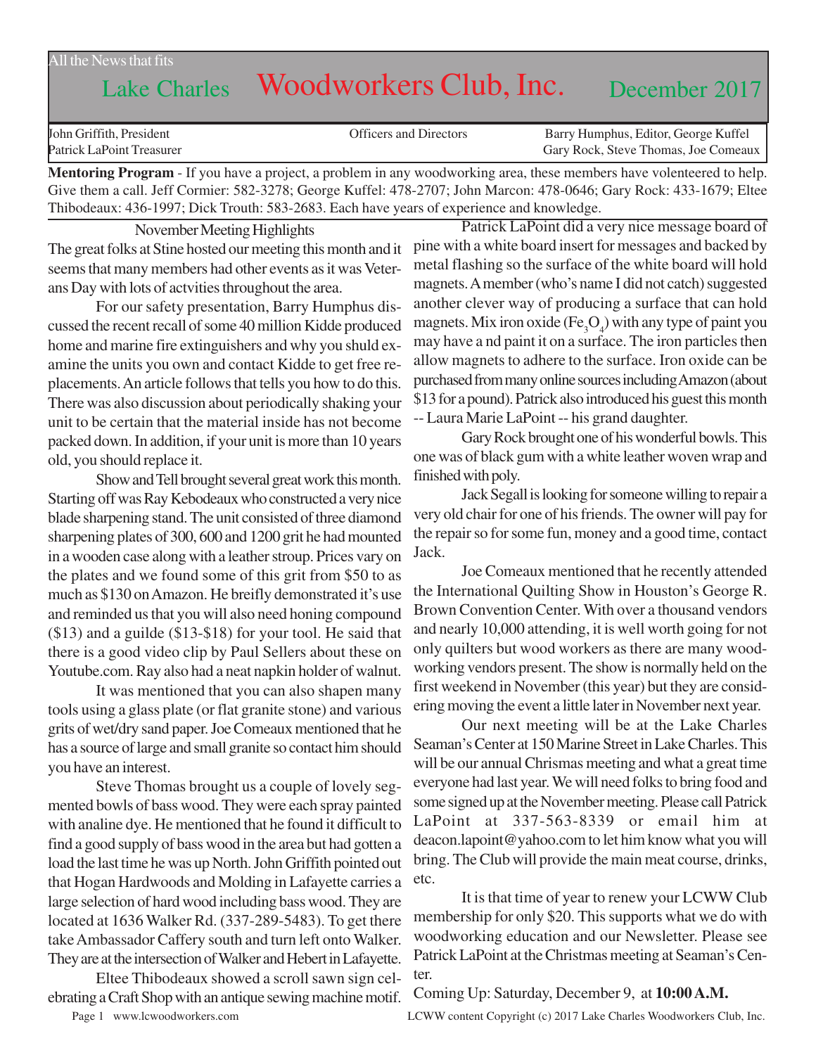All the News that fits

# Lake Charles Woodworkers Club, Inc. December 2017

| John Griffith, President | Officers and Directors | Barry Humphus, Editor, George Kuffel |
|---|---|---|
| Patrick LaPoint Treasurer | | Gary Rock, Steve Thomas, Joe Comeaux |

**Mentoring Program** - If you have a project, a problem in any woodworking area, these members have volenteered to help. Give them a call. Jeff Cormier: 582-3278; George Kuffel: 478-2707; John Marcon: 478-0646; Gary Rock: 433-1679; Eltee Thibodeaux: 436-1997; Dick Trouth: 583-2683. Each have years of experience and knowledge.

## November Meeting Highlights

The great folks at Stine hosted our meeting this month and it seems that many members had other events as it was Veterans Day with lots of actvities throughout the area.

For our safety presentation, Barry Humphus discussed the recent recall of some 40 million Kidde produced home and marine fire extinguishers and why you shuld examine the units you own and contact Kidde to get free replacements. An article follows that tells you how to do this. There was also discussion about periodically shaking your unit to be certain that the material inside has not become packed down. In addition, if your unit is more than 10 years old, you should replace it.

Show and Tell brought several great work this month. Starting off was Ray Kebodeaux who constructed a very nice blade sharpening stand. The unit consisted of three diamond sharpening plates of 300, 600 and 1200 grit he had mounted in a wooden case along with a leather stroup. Prices vary on the plates and we found some of this grit from $50 to as much as $130 on Amazon. He breifly demonstrated it's use and reminded us that you will also need honing compound ($13) and a guilde ($13-$18) for your tool. He said that there is a good video clip by Paul Sellers about these on Youtube.com. Ray also had a neat napkin holder of walnut.

It was mentioned that you can also shapen many tools using a glass plate (or flat granite stone) and various grits of wet/dry sand paper. Joe Comeaux mentioned that he has a source of large and small granite so contact him should you have an interest.

Steve Thomas brought us a couple of lovely segmented bowls of bass wood. They were each spray painted with analine dye. He mentioned that he found it difficult to find a good supply of bass wood in the area but had gotten a load the last time he was up North. John Griffith pointed out that Hogan Hardwoods and Molding in Lafayette carries a large selection of hard wood including bass wood. They are located at 1636 Walker Rd. (337-289-5483). To get there take Ambassador Caffery south and turn left onto Walker. They are at the intersection of Walker and Hebert in Lafayette.

Eltee Thibodeaux showed a scroll sawn sign celebrating a Craft Shop with an antique sewing machine motif.

Patrick LaPoint did a very nice message board of pine with a white board insert for messages and backed by metal flashing so the surface of the white board will hold magnets. A member (who's name I did not catch) suggested another clever way of producing a surface that can hold magnets. Mix iron oxide ($Fe_3O_4$) with any type of paint you may have a nd paint it on a surface. The iron particles then allow magnets to adhere to the surface. Iron oxide can be purchased from many online sources including Amazon (about $13 for a pound). Patrick also introduced his guest this month -- Laura Marie LaPoint -- his grand daughter.

Gary Rock brought one of his wonderful bowls. This one was of black gum with a white leather woven wrap and finished with poly.

Jack Segall is looking for someone willing to repair a very old chair for one of his friends. The owner will pay for the repair so for some fun, money and a good time, contact Jack.

Joe Comeaux mentioned that he recently attended the International Quilting Show in Houston's George R. Brown Convention Center. With over a thousand vendors and nearly 10,000 attending, it is well worth going for not only quilters but wood workers as there are many woodworking vendors present. The show is normally held on the first weekend in November (this year) but they are considering moving the event a little later in November next year.

Our next meeting will be at the Lake Charles Seaman's Center at 150 Marine Street in Lake Charles. This will be our annual Chrismas meeting and what a great time everyone had last year. We will need folks to bring food and some signed up at the November meeting. Please call Patrick LaPoint at 337-563-8339 or email him at deacon.lapoint@yahoo.com to let him know what you will bring. The Club will provide the main meat course, drinks, etc.

It is that time of year to renew your LCWW Club membership for only $20. This supports what we do with woodworking education and our Newsletter. Please see Patrick LaPoint at the Christmas meeting at Seaman's Center.

Coming Up: Saturday, December 9, at **10:00 A.M.**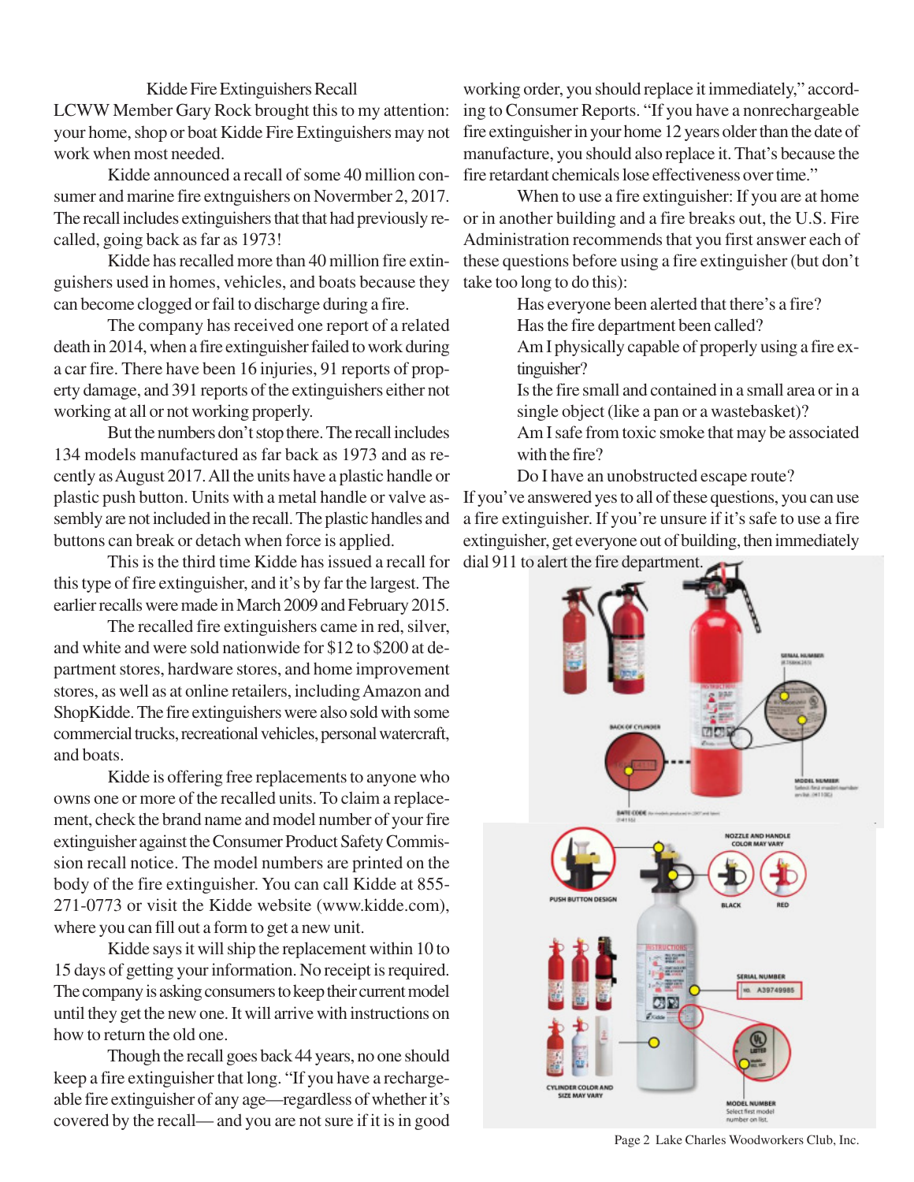## Kidde Fire Extinguishers Recall

LCWW Member Gary Rock brought this to my attention: your home, shop or boat Kidde Fire Extinguishers may not work when most needed.

Kidde announced a recall of some 40 million consumer and marine fire extnguishers on Novermber 2, 2017. The recall includes extinguishers that that had previously recalled, going back as far as 1973!

Kidde has recalled more than 40 million fire extinguishers used in homes, vehicles, and boats because they can become clogged or fail to discharge during a fire.

The company has received one report of a related death in 2014, when a fire extinguisher failed to work during a car fire. There have been 16 injuries, 91 reports of property damage, and 391 reports of the extinguishers either not working at all or not working properly.

But the numbers don't stop there. The recall includes 134 models manufactured as far back as 1973 and as recently as August 2017. All the units have a plastic handle or plastic push button. Units with a metal handle or valve assembly are not included in the recall. The plastic handles and buttons can break or detach when force is applied.

This is the third time Kidde has issued a recall for this type of fire extinguisher, and it's by far the largest. The earlier recalls were made in March 2009 and February 2015.

The recalled fire extinguishers came in red, silver, and white and were sold nationwide for $12 to $200 at department stores, hardware stores, and home improvement stores, as well as at online retailers, including Amazon and ShopKidde. The fire extinguishers were also sold with some commercial trucks, recreational vehicles, personal watercraft, and boats.

Kidde is offering free replacements to anyone who owns one or more of the recalled units. To claim a replacement, check the brand name and model number of your fire extinguisher against the Consumer Product Safety Commission recall notice. The model numbers are printed on the body of the fire extinguisher. You can call Kidde at 855-271-0773 or visit the Kidde website (www.kidde.com), where you can fill out a form to get a new unit.

Kidde says it will ship the replacement within 10 to 15 days of getting your information. No receipt is required. The company is asking consumers to keep their current model until they get the new one. It will arrive with instructions on how to return the old one.

Though the recall goes back 44 years, no one should keep a fire extinguisher that long. "If you have a rechargeable fire extinguisher of any age—regardless of whether it's covered by the recall— and you are not sure if it is in good working order, you should replace it immediately," according to Consumer Reports. "If you have a nonrechargeable fire extinguisher in your home 12 years older than the date of manufacture, you should also replace it. That's because the fire retardant chemicals lose effectiveness over time."

When to use a fire extinguisher: If you are at home or in another building and a fire breaks out, the U.S. Fire Administration recommends that you first answer each of these questions before using a fire extinguisher (but don't take too long to do this):

Has everyone been alerted that there's a fire?

Has the fire department been called?

Am I physically capable of properly using a fire extinguisher?

Is the fire small and contained in a small area or in a single object (like a pan or a wastebasket)?

Am I safe from toxic smoke that may be associated with the fire?

Do I have an unobstructed escape route?

If you've answered yes to all of these questions, you can use a fire extinguisher. If you're unsure if it's safe to use a fire extinguisher, get everyone out of building, then immediately dial 911 to alert the fire department.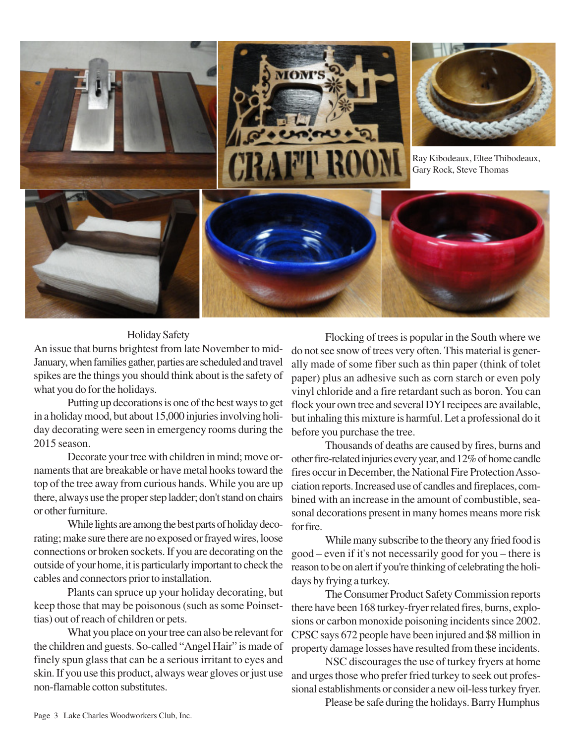Ray Kibodeaux, Eltee Thibodeaux, Gary Rock, Steve Thomas

## Holiday Safety

An issue that burns brightest from late November to mid-January, when families gather, parties are scheduled and travel spikes are the things you should think about is the safety of what you do for the holidays.

Putting up decorations is one of the best ways to get in a holiday mood, but about 15,000 injuries involving holiday decorating were seen in emergency rooms during the 2015 season.

Decorate your tree with children in mind; move ornaments that are breakable or have metal hooks toward the top of the tree away from curious hands. While you are up there, always use the proper step ladder; don't stand on chairs or other furniture.

While lights are among the best parts of holiday decorating; make sure there are no exposed or frayed wires, loose connections or broken sockets. If you are decorating on the outside of your home, it is particularly important to check the cables and connectors prior to installation.

Plants can spruce up your holiday decorating, but keep those that may be poisonous (such as some Poinsettias) out of reach of children or pets.

What you place on your tree can also be relevant for the children and guests. So-called "Angel Hair" is made of finely spun glass that can be a serious irritant to eyes and skin. If you use this product, always wear gloves or just use non-flamable cotton substitutes.

Flocking of trees is popular in the South where we do not see snow of trees very often. This material is generally made of some fiber such as thin paper (think of tolet paper) plus an adhesive such as corn starch or even poly vinyl chloride and a fire retardant such as boron. You can flock your own tree and several DYI recipees are available, but inhaling this mixture is harmful. Let a professional do it before you purchase the tree.

Thousands of deaths are caused by fires, burns and other fire-related injuries every year, and 12% of home candle fires occur in December, the National Fire Protection Association reports. Increased use of candles and fireplaces, combined with an increase in the amount of combustible, seasonal decorations present in many homes means more risk for fire.

While many subscribe to the theory any fried food is good – even if it's not necessarily good for you – there is reason to be on alert if you're thinking of celebrating the holidays by frying a turkey.

The Consumer Product Safety Commission reports there have been 168 turkey-fryer related fires, burns, explosions or carbon monoxide poisoning incidents since 2002. CPSC says 672 people have been injured and $8 million in property damage losses have resulted from these incidents.

NSC discourages the use of turkey fryers at home and urges those who prefer fried turkey to seek out professional establishments or consider a new oil-less turkey fryer.

Please be safe during the holidays. Barry Humphus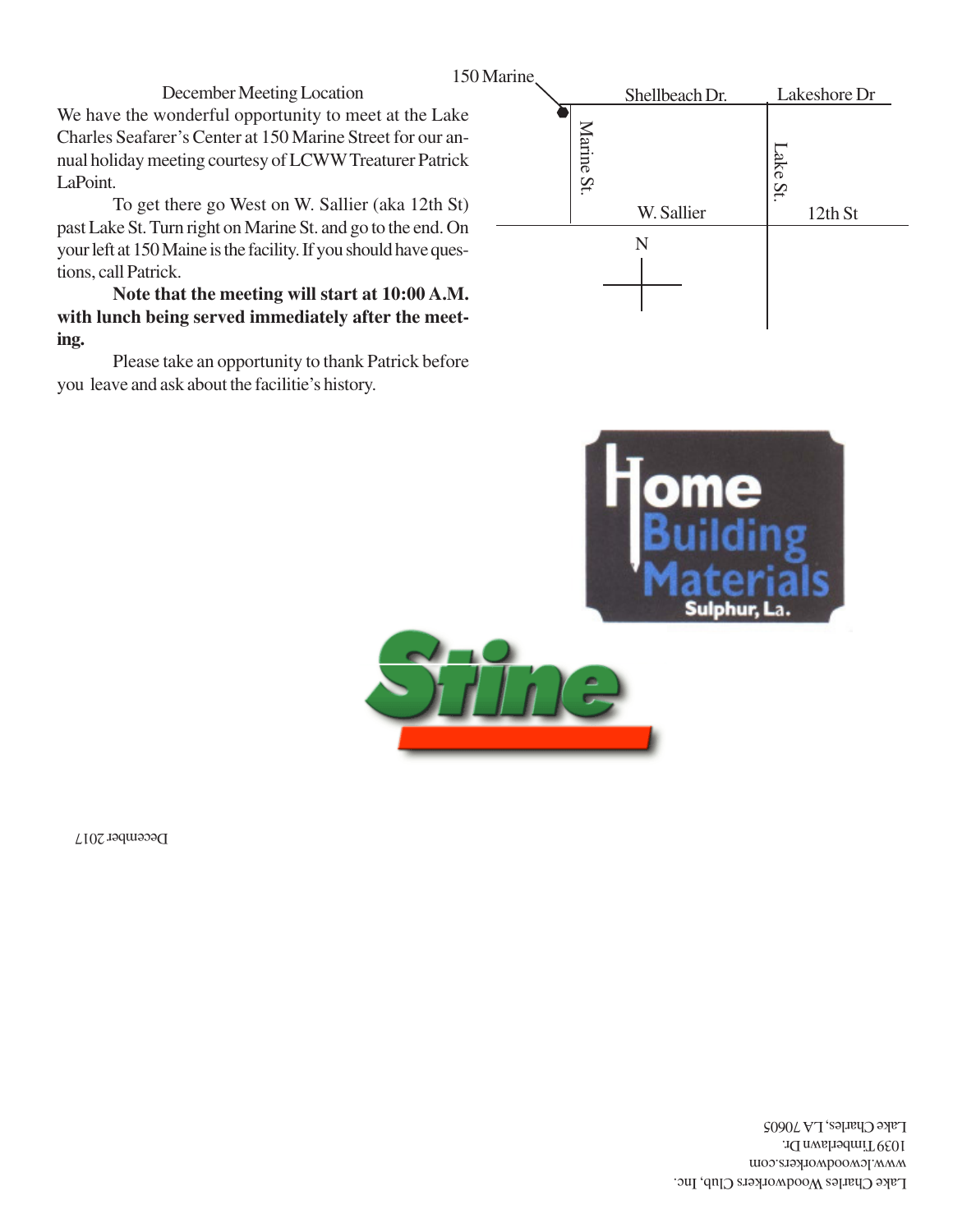## December Meeting Location

We have the wonderful opportunity to meet at the Lake Charles Seafarer's Center at 150 Marine Street for our annual holiday meeting courtesy of LCWW Treaturer Patrick LaPoint.

To get there go West on W. Sallier (aka 12th St) past Lake St. Turn right on Marine St. and go to the end. On your left at 150 Maine is the facility. If you should have questions, call Patrick.

**Note that the meeting will start at 10:00 A.M. with lunch being served immediately after the meeting.**

Please take an opportunity to thank Patrick before you leave and ask about the facilitie's history.

150 Marine

Shellbeach Dr.

Lakeshore Dr

Marine St.

Lake St.

W. Sallier

12th St

N

Home Building Materials

Sulphur, La.

Stine

December 2017

Lake Charles Woodworkers Club, Inc.
www.lcwoodworkers.com
1039 Timberlawn Dr.
Lake Charles, LA 70605